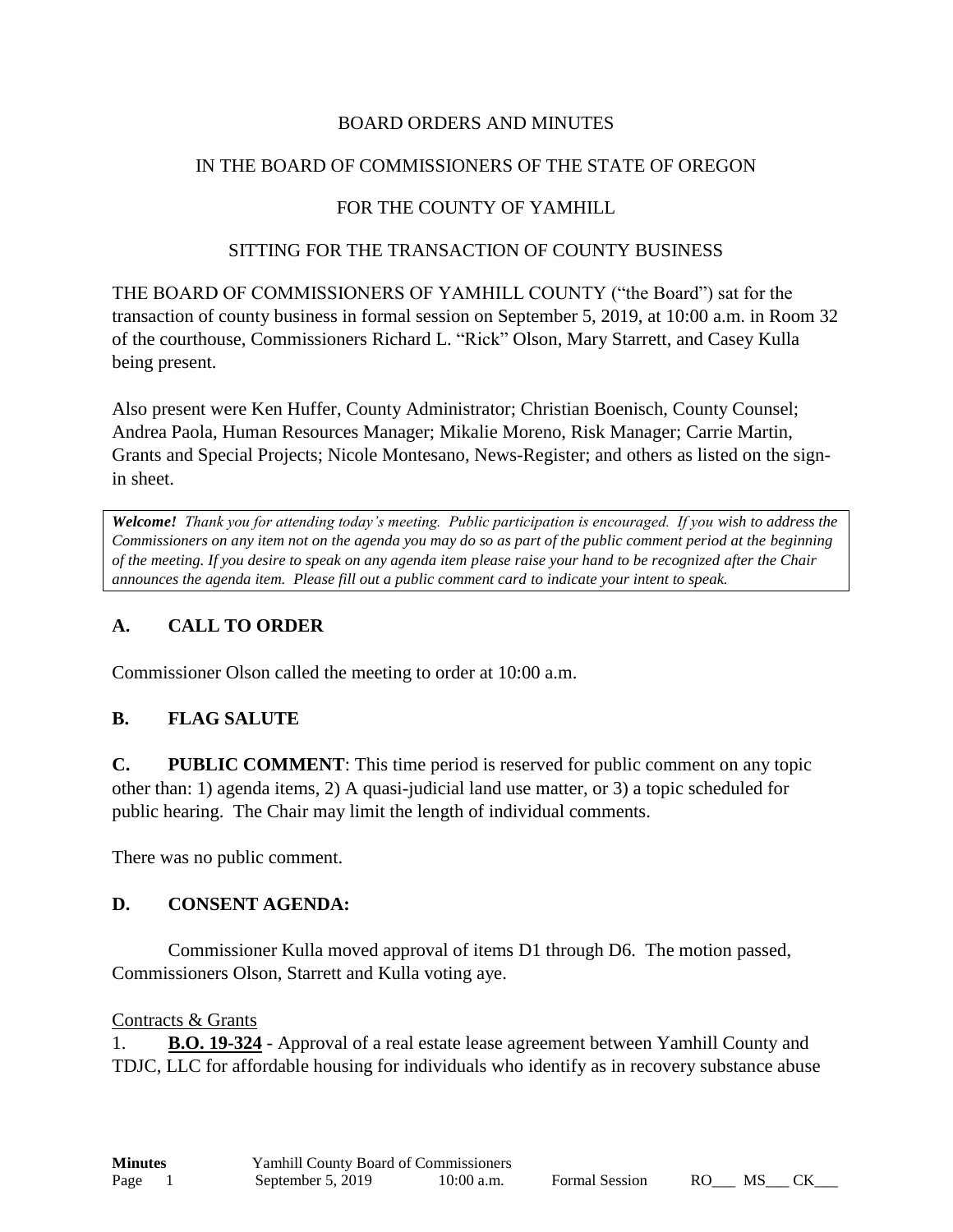BOARD ORDERS AND MINUTES

IN THE BOARD OF COMMISSIONERS OF THE STATE OF OREGON

FOR THE COUNTY OF YAMHILL

SITTING FOR THE TRANSACTION OF COUNTY BUSINESS

THE BOARD OF COMMISSIONERS OF YAMHILL COUNTY ("the Board") sat for the transaction of county business in formal session on September 5, 2019, at 10:00 a.m. in Room 32 of the courthouse, Commissioners Richard L. "Rick" Olson, Mary Starrett, and Casey Kulla being present.

Also present were Ken Huffer, County Administrator; Christian Boenisch, County Counsel; Andrea Paola, Human Resources Manager; Mikalie Moreno, Risk Manager; Carrie Martin, Grants and Special Projects; Nicole Montesano, News-Register; and others as listed on the sign-in sheet.

***Welcome!*** *Thank you for attending today's meeting. Public participation is encouraged. If you wish to address the Commissioners on any item not on the agenda you may do so as part of the public comment period at the beginning of the meeting. If you desire to speak on any agenda item please raise your hand to be recognized after the Chair announces the agenda item. Please fill out a public comment card to indicate your intent to speak.*

## A. CALL TO ORDER

Commissioner Olson called the meeting to order at 10:00 a.m.

## B. FLAG SALUTE

**C. PUBLIC COMMENT**: This time period is reserved for public comment on any topic other than: 1) agenda items, 2) A quasi-judicial land use matter, or 3) a topic scheduled for public hearing. The Chair may limit the length of individual comments.

There was no public comment.

## D. CONSENT AGENDA:

Commissioner Kulla moved approval of items D1 through D6. The motion passed, Commissioners Olson, Starrett and Kulla voting aye.

Contracts & Grants

1. **B.O. 19-324** - Approval of a real estate lease agreement between Yamhill County and TDJC, LLC for affordable housing for individuals who identify as in recovery substance abuse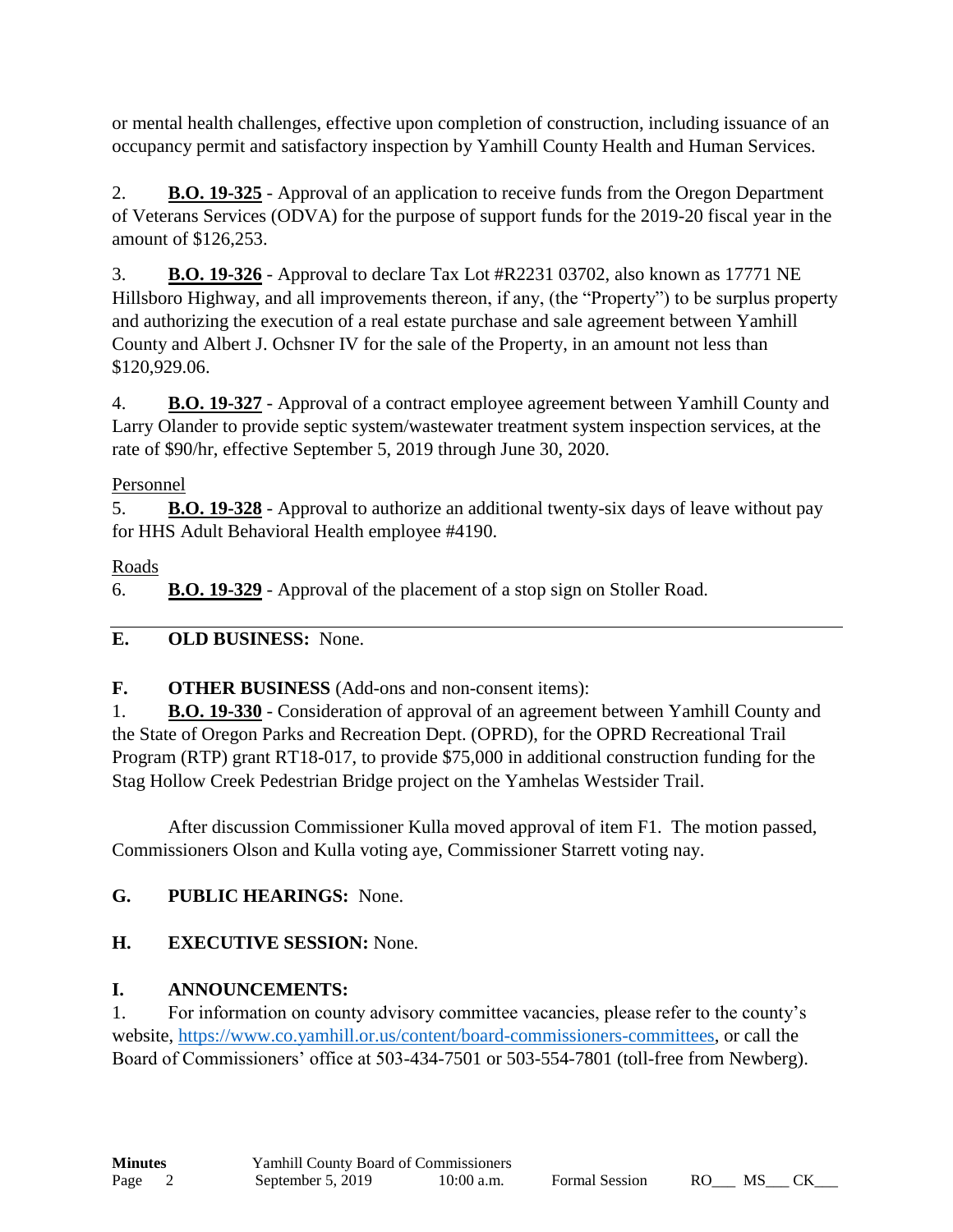or mental health challenges, effective upon completion of construction, including issuance of an occupancy permit and satisfactory inspection by Yamhill County Health and Human Services.

2. **B.O. 19-325** - Approval of an application to receive funds from the Oregon Department of Veterans Services (ODVA) for the purpose of support funds for the 2019-20 fiscal year in the amount of $126,253.

3. **B.O. 19-326** - Approval to declare Tax Lot #R2231 03702, also known as 17771 NE Hillsboro Highway, and all improvements thereon, if any, (the "Property") to be surplus property and authorizing the execution of a real estate purchase and sale agreement between Yamhill County and Albert J. Ochsner IV for the sale of the Property, in an amount not less than $120,929.06.

4. **B.O. 19-327** - Approval of a contract employee agreement between Yamhill County and Larry Olander to provide septic system/wastewater treatment system inspection services, at the rate of $90/hr, effective September 5, 2019 through June 30, 2020.

Personnel

5. **B.O. 19-328** - Approval to authorize an additional twenty-six days of leave without pay for HHS Adult Behavioral Health employee #4190.

Roads

6. **B.O. 19-329** - Approval of the placement of a stop sign on Stoller Road.

---

**E. OLD BUSINESS:** None.

**F. OTHER BUSINESS** (Add-ons and non-consent items):

1. **B.O. 19-330** - Consideration of approval of an agreement between Yamhill County and the State of Oregon Parks and Recreation Dept. (OPRD), for the OPRD Recreational Trail Program (RTP) grant RT18-017, to provide $75,000 in additional construction funding for the Stag Hollow Creek Pedestrian Bridge project on the Yamhelas Westsider Trail.

After discussion Commissioner Kulla moved approval of item F1. The motion passed, Commissioners Olson and Kulla voting aye, Commissioner Starrett voting nay.

**G. PUBLIC HEARINGS:** None.

**H. EXECUTIVE SESSION:** None.

**I. ANNOUNCEMENTS:**

1. For information on county advisory committee vacancies, please refer to the county's website, https://www.co.yamhill.or.us/content/board-commissioners-committees, or call the Board of Commissioners' office at 503-434-7501 or 503-554-7801 (toll-free from Newberg).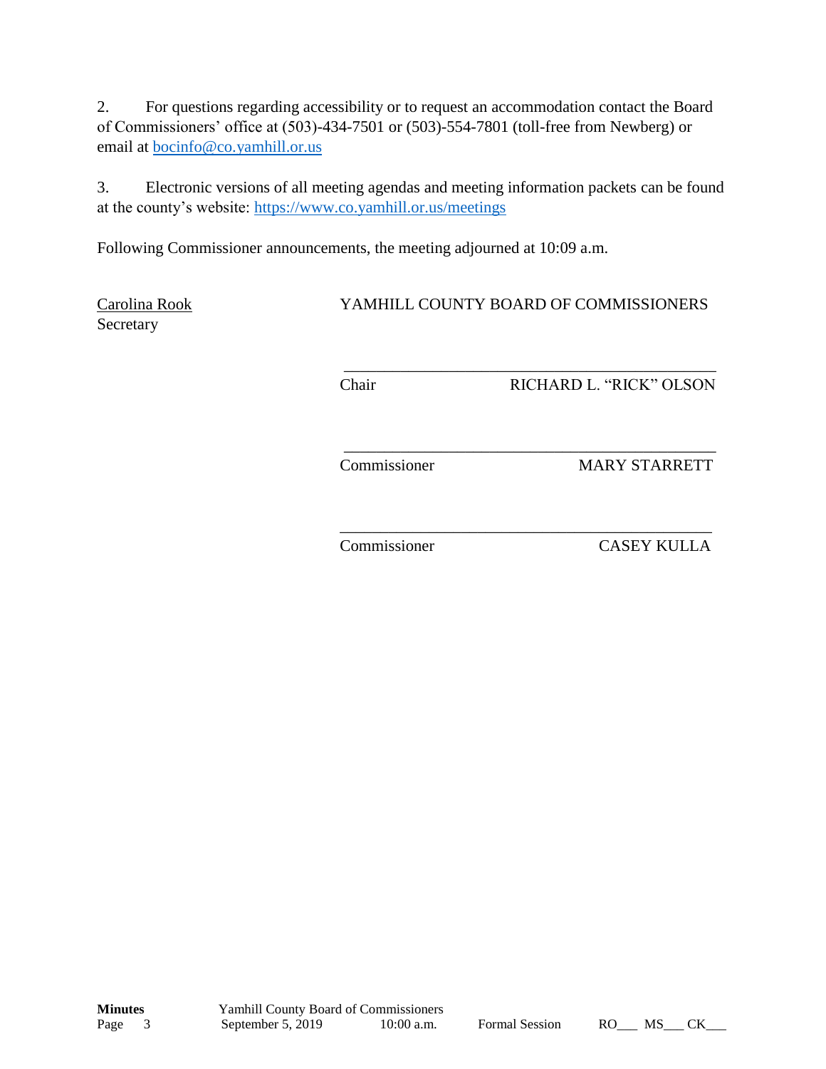2. For questions regarding accessibility or to request an accommodation contact the Board of Commissioners' office at (503)-434-7501 or (503)-554-7801 (toll-free from Newberg) or email at [bocinfo@co.yamhill.or.us](mailto:bocinfo@co.yamhill.or.us)

3. Electronic versions of all meeting agendas and meeting information packets can be found at the county's website: [https://www.co.yamhill.or.us/meetings](https://www.co.yamhill.or.us/meetings)

Following Commissioner announcements, the meeting adjourned at 10:09 a.m.

Carolina Rook
Secretary

YAMHILL COUNTY BOARD OF COMMISSIONERS

\_\_\_\_\_\_\_\_\_\_\_\_\_\_\_\_\_\_\_\_\_\_\_\_\_\_\_\_\_\_\_\_\_\_\_\_\_\_\_\_\_\_\_\_

Chair RICHARD L. "RICK" OLSON

\_\_\_\_\_\_\_\_\_\_\_\_\_\_\_\_\_\_\_\_\_\_\_\_\_\_\_\_\_\_\_\_\_\_\_\_\_\_\_\_\_\_\_\_

Commissioner MARY STARRETT

\_\_\_\_\_\_\_\_\_\_\_\_\_\_\_\_\_\_\_\_\_\_\_\_\_\_\_\_\_\_\_\_\_\_\_\_\_\_\_\_\_\_\_\_

Commissioner CASEY KULLA